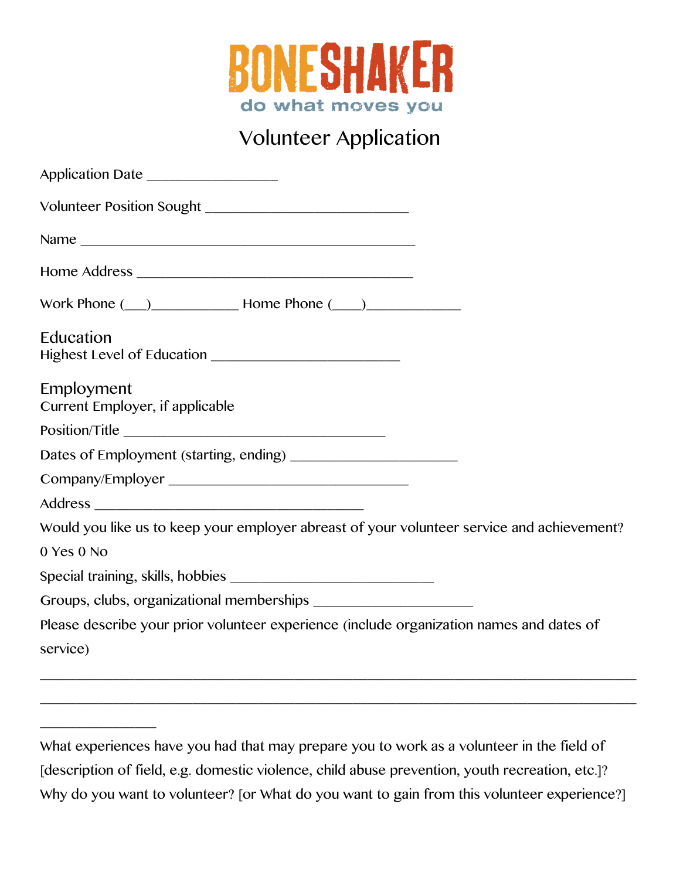# BONESHAKER

do what moves you

## Volunteer Application

Application Date ________________

Volunteer Position Sought _________________________

Name _________________________________________

Home Address __________________________________

Work Phone (___)___________ Home Phone (____)____________

### Education

Highest Level of Education _______________________

### Employment

Current Employer, if applicable

Position/Title ________________________________

Dates of Employment (starting, ending) ____________________

Company/Employer ______________________________

Address _________________________________

Would you like us to keep your employer abreast of your volunteer service and achievement?

0 Yes 0 No

Special training, skills, hobbies _________________________

Groups, clubs, organizational memberships ____________________

Please describe your prior volunteer experience (include organization names and dates of service)

__________________________________________________________________________

__________________________________________________________________________

______________

What experiences have you had that may prepare you to work as a volunteer in the field of [description of field, e.g. domestic violence, child abuse prevention, youth recreation, etc.]?

Why do you want to volunteer? [or What do you want to gain from this volunteer experience?]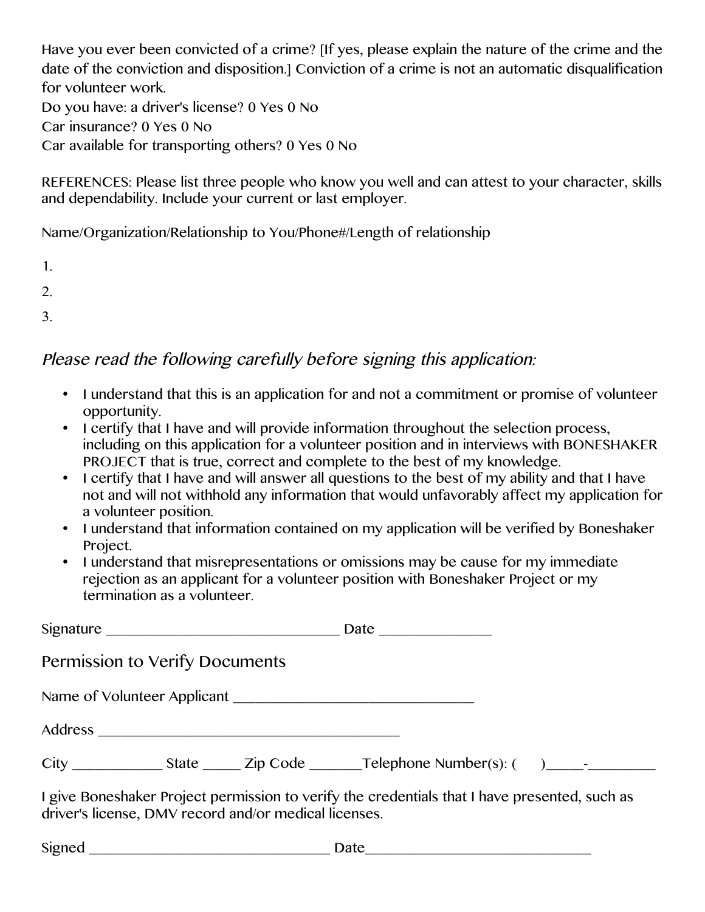Have you ever been convicted of a crime? [If yes, please explain the nature of the crime and the date of the conviction and disposition.] Conviction of a crime is not an automatic disqualification for volunteer work.

Do you have: a driver's license? 0 Yes 0 No

Car insurance? 0 Yes 0 No

Car available for transporting others? 0 Yes 0 No

REFERENCES: Please list three people who know you well and can attest to your character, skills and dependability. Include your current or last employer.

Name/Organization/Relationship to You/Phone#/Length of relationship

1.

2.

3.

## *Please read the following carefully before signing this application:*

- I understand that this is an application for and not a commitment or promise of volunteer opportunity.
- I certify that I have and will provide information throughout the selection process, including on this application for a volunteer position and in interviews with BONESHAKER PROJECT that is true, correct and complete to the best of my knowledge.
- I certify that I have and will answer all questions to the best of my ability and that I have not and will not withhold any information that would unfavorably affect my application for a volunteer position.
- I understand that information contained on my application will be verified by Boneshaker Project.
- I understand that misrepresentations or omissions may be cause for my immediate rejection as an applicant for a volunteer position with Boneshaker Project or my termination as a volunteer.

Signature ______________________________ Date ______________

## Permission to Verify Documents

Name of Volunteer Applicant ______________________________

Address ______________________________________

City ___________ State _____ Zip Code _______Telephone Number(s): (      )_____-_________

I give Boneshaker Project permission to verify the credentials that I have presented, such as driver's license, DMV record and/or medical licenses.

Signed ______________________________ Date______________________________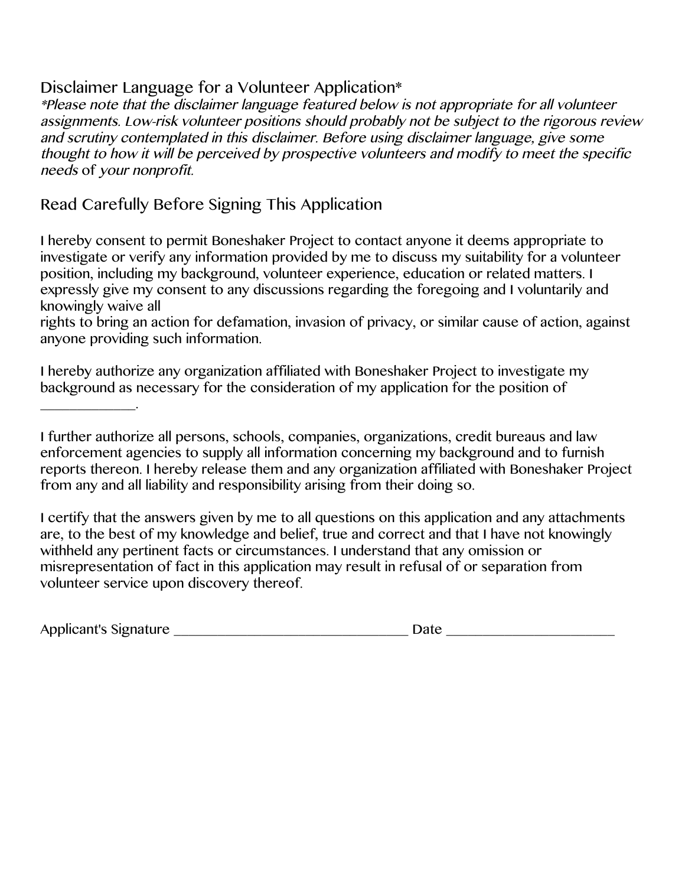## Disclaimer Language for a Volunteer Application*

**Please note that the disclaimer language featured below is not appropriate for all volunteer assignments. Low-risk volunteer positions should probably not be subject to the rigorous review and scrutiny contemplated in this disclaimer. Before using disclaimer language, give some thought to how it will be perceived by prospective volunteers and modify to meet the specific needs of your nonprofit.*

## Read Carefully Before Signing This Application

I hereby consent to permit Boneshaker Project to contact anyone it deems appropriate to investigate or verify any information provided by me to discuss my suitability for a volunteer position, including my background, volunteer experience, education or related matters. I expressly give my consent to any discussions regarding the foregoing and I voluntarily and knowingly waive all rights to bring an action for defamation, invasion of privacy, or similar cause of action, against anyone providing such information.

I hereby authorize any organization affiliated with Boneshaker Project to investigate my background as necessary for the consideration of my application for the position of _____________.

I further authorize all persons, schools, companies, organizations, credit bureaus and law enforcement agencies to supply all information concerning my background and to furnish reports thereon. I hereby release them and any organization affiliated with Boneshaker Project from any and all liability and responsibility arising from their doing so.

I certify that the answers given by me to all questions on this application and any attachments are, to the best of my knowledge and belief, true and correct and that I have not knowingly withheld any pertinent facts or circumstances. I understand that any omission or misrepresentation of fact in this application may result in refusal of or separation from volunteer service upon discovery thereof.

Applicant's Signature _________________________________ Date _______________________